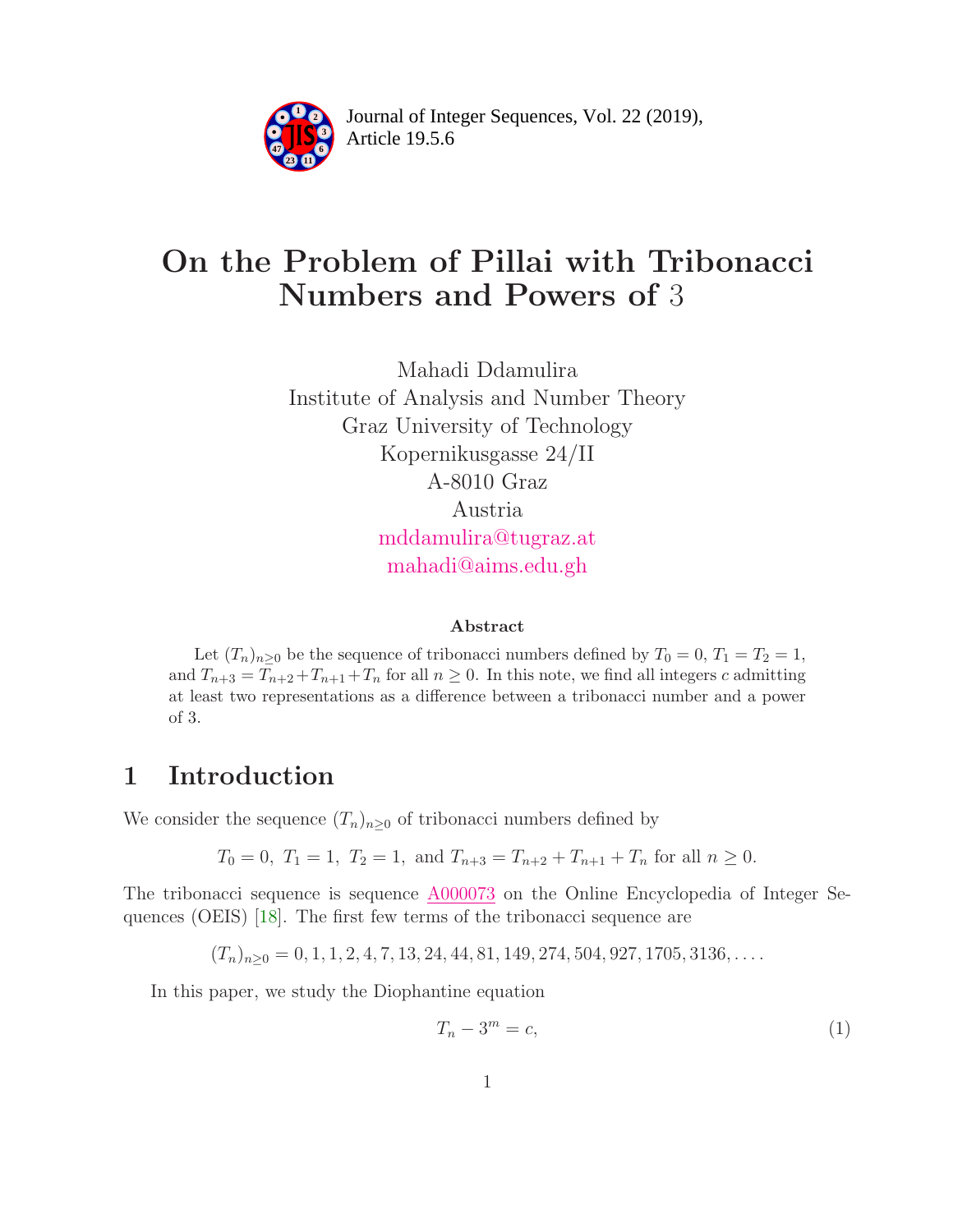Journal of Integer Sequences, Vol. 22 (2019), Article 19.5.6

# On the Problem of Pillai with Tribonacci Numbers and Powers of 3

Mahadi Ddamulira
Institute of Analysis and Number Theory
Graz University of Technology
Kopernikusgasse 24/II
A-8010 Graz
Austria
mddamulira@tugraz.at
mahadi@aims.edu.gh

### Abstract

Let $(T_n)_{n\geq 0}$ be the sequence of tribonacci numbers defined by $T_0 = 0$, $T_1 = T_2 = 1$, and $T_{n+3} = T_{n+2} + T_{n+1} + T_n$ for all $n \geq 0$. In this note, we find all integers $c$ admitting at least two representations as a difference between a tribonacci number and a power of 3.

## 1 Introduction

We consider the sequence $(T_n)_{n\geq 0}$ of tribonacci numbers defined by

$$T_0 = 0,\ T_1 = 1,\ T_2 = 1,\ \text{and}\ T_{n+3} = T_{n+2} + T_{n+1} + T_n \text{ for all } n \geq 0.$$

The tribonacci sequence is sequence A000073 on the Online Encyclopedia of Integer Sequences (OEIS) [18]. The first few terms of the tribonacci sequence are

$$(T_n)_{n\geq 0} = 0, 1, 1, 2, 4, 7, 13, 24, 44, 81, 149, 274, 504, 927, 1705, 3136, \ldots.$$

In this paper, we study the Diophantine equation

$$T_n - 3^m = c, \tag{1}$$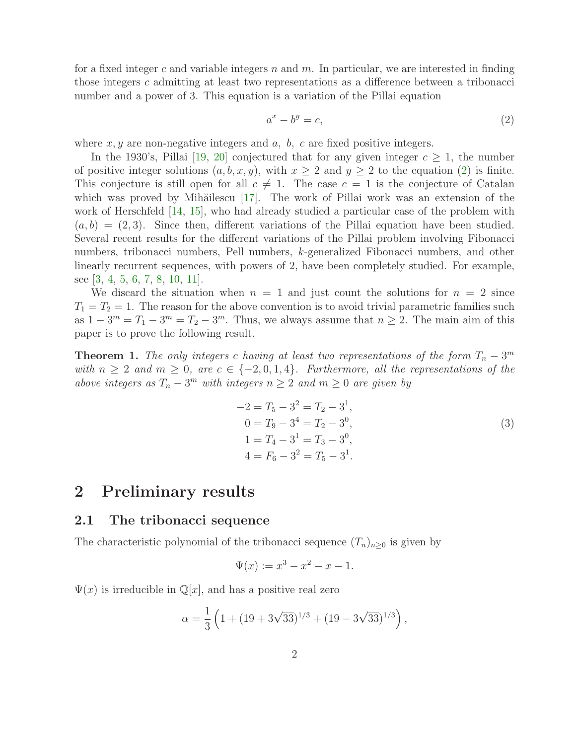for a fixed integer $c$ and variable integers $n$ and $m$. In particular, we are interested in finding those integers $c$ admitting at least two representations as a difference between a tribonacci number and a power of 3. This equation is a variation of the Pillai equation

$$a^x - b^y = c, \tag{2}$$

where $x, y$ are non-negative integers and $a,\ b,\ c$ are fixed positive integers.

In the 1930's, Pillai [19, 20] conjectured that for any given integer $c \geq 1$, the number of positive integer solutions $(a, b, x, y)$, with $x \geq 2$ and $y \geq 2$ to the equation (2) is finite. This conjecture is still open for all $c \neq 1$. The case $c = 1$ is the conjecture of Catalan which was proved by Mihăilescu [17]. The work of Pillai work was an extension of the work of Herschfeld [14, 15], who had already studied a particular case of the problem with $(a, b) = (2, 3)$. Since then, different variations of the Pillai equation have been studied. Several recent results for the different variations of the Pillai problem involving Fibonacci numbers, tribonacci numbers, Pell numbers, $k$-generalized Fibonacci numbers, and other linearly recurrent sequences, with powers of 2, have been completely studied. For example, see [3, 4, 5, 6, 7, 8, 10, 11].

We discard the situation when $n = 1$ and just count the solutions for $n = 2$ since $T_1 = T_2 = 1$. The reason for the above convention is to avoid trivial parametric families such as $1 - 3^m = T_1 - 3^m = T_2 - 3^m$. Thus, we always assume that $n \geq 2$. The main aim of this paper is to prove the following result.

**Theorem 1.** *The only integers $c$ having at least two representations of the form $T_n - 3^m$ with $n \geq 2$ and $m \geq 0$, are $c \in \{-2, 0, 1, 4\}$. Furthermore, all the representations of the above integers as $T_n - 3^m$ with integers $n \geq 2$ and $m \geq 0$ are given by*

$$\begin{aligned} -2 &= T_5 - 3^2 = T_2 - 3^1, \\ 0 &= T_9 - 3^4 = T_2 - 3^0, \\ 1 &= T_4 - 3^1 = T_3 - 3^0, \\ 4 &= F_6 - 3^2 = T_5 - 3^1. \end{aligned} \tag{3}$$

## 2 Preliminary results

### 2.1 The tribonacci sequence

The characteristic polynomial of the tribonacci sequence $(T_n)_{n\geq 0}$ is given by

$$\Psi(x) := x^3 - x^2 - x - 1.$$

$\Psi(x)$ is irreducible in $\mathbb{Q}[x]$, and has a positive real zero

$$\alpha = \frac{1}{3}\left(1 + (19 + 3\sqrt{33})^{1/3} + (19 - 3\sqrt{33})^{1/3}\right),$$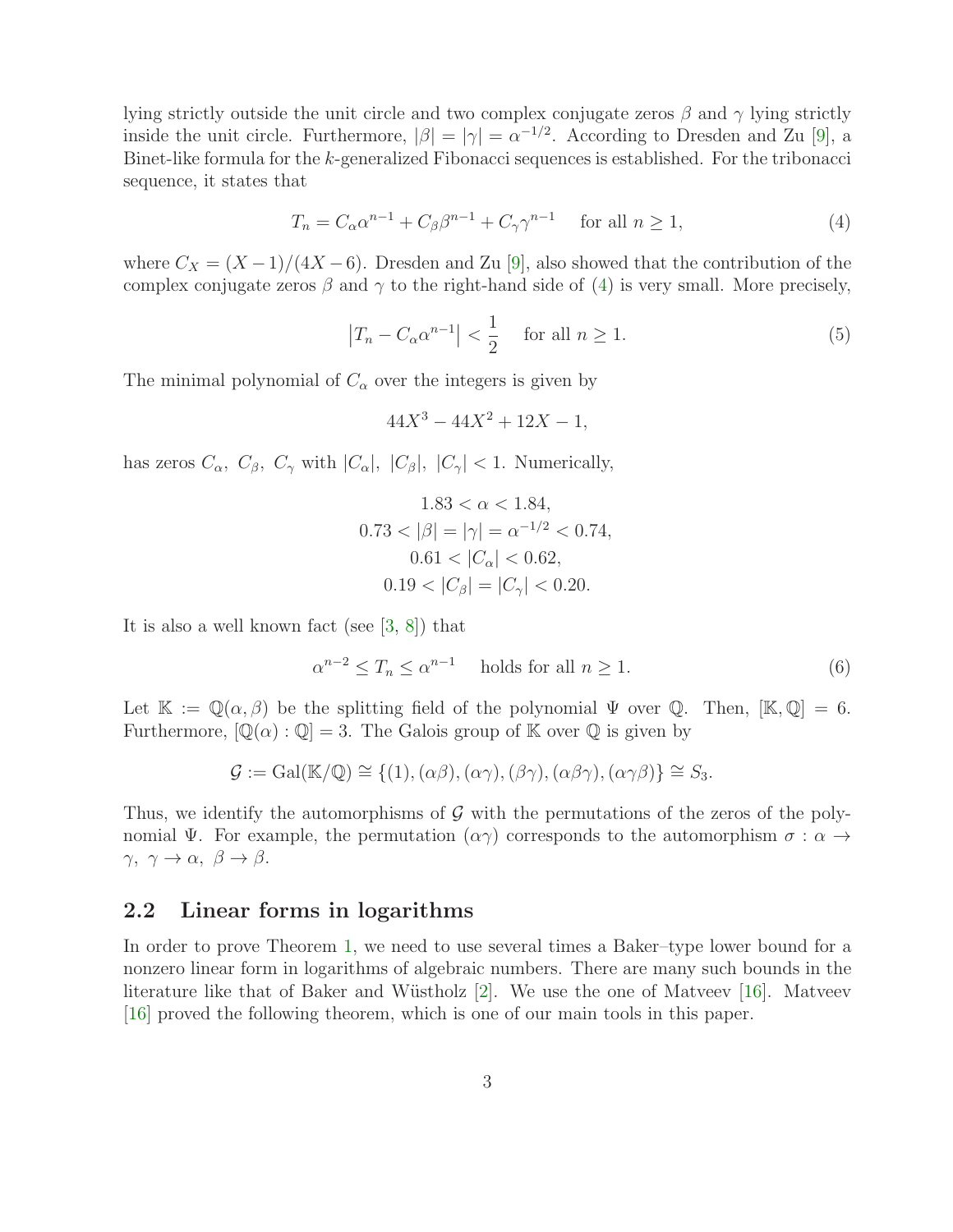lying strictly outside the unit circle and two complex conjugate zeros $\beta$ and $\gamma$ lying strictly inside the unit circle. Furthermore, $|\beta| = |\gamma| = \alpha^{-1/2}$. According to Dresden and Zu [9], a Binet-like formula for the $k$-generalized Fibonacci sequences is established. For the tribonacci sequence, it states that

$$T_n = C_\alpha \alpha^{n-1} + C_\beta \beta^{n-1} + C_\gamma \gamma^{n-1} \quad \text{for all } n \geq 1, \tag{4}$$

where $C_X = (X-1)/(4X-6)$. Dresden and Zu [9], also showed that the contribution of the complex conjugate zeros $\beta$ and $\gamma$ to the right-hand side of (4) is very small. More precisely,

$$\left|T_n - C_\alpha \alpha^{n-1}\right| < \frac{1}{2} \quad \text{for all } n \geq 1. \tag{5}$$

The minimal polynomial of $C_\alpha$ over the integers is given by

$$44X^3 - 44X^2 + 12X - 1,$$

has zeros $C_\alpha,\ C_\beta,\ C_\gamma$ with $|C_\alpha|,\ |C_\beta|,\ |C_\gamma| < 1$. Numerically,

$$\begin{gathered} 1.83 < \alpha < 1.84, \\ 0.73 < |\beta| = |\gamma| = \alpha^{-1/2} < 0.74, \\ 0.61 < |C_\alpha| < 0.62, \\ 0.19 < |C_\beta| = |C_\gamma| < 0.20. \end{gathered}$$

It is also a well known fact (see [3, 8]) that

$$\alpha^{n-2} \leq T_n \leq \alpha^{n-1} \quad \text{holds for all } n \geq 1. \tag{6}$$

Let $\mathbb{K} := \mathbb{Q}(\alpha, \beta)$ be the splitting field of the polynomial $\Psi$ over $\mathbb{Q}$. Then, $[\mathbb{K}, \mathbb{Q}] = 6$. Furthermore, $[\mathbb{Q}(\alpha) : \mathbb{Q}] = 3$. The Galois group of $\mathbb{K}$ over $\mathbb{Q}$ is given by

$$\mathcal{G} := \operatorname{Gal}(\mathbb{K}/\mathbb{Q}) \cong \{(1), (\alpha\beta), (\alpha\gamma), (\beta\gamma), (\alpha\beta\gamma), (\alpha\gamma\beta)\} \cong S_3.$$

Thus, we identify the automorphisms of $\mathcal{G}$ with the permutations of the zeros of the polynomial $\Psi$. For example, the permutation $(\alpha\gamma)$ corresponds to the automorphism $\sigma : \alpha \to \gamma,\ \gamma \to \alpha,\ \beta \to \beta$.

## 2.2 Linear forms in logarithms

In order to prove Theorem 1, we need to use several times a Baker–type lower bound for a nonzero linear form in logarithms of algebraic numbers. There are many such bounds in the literature like that of Baker and Wüstholz [2]. We use the one of Matveev [16]. Matveev [16] proved the following theorem, which is one of our main tools in this paper.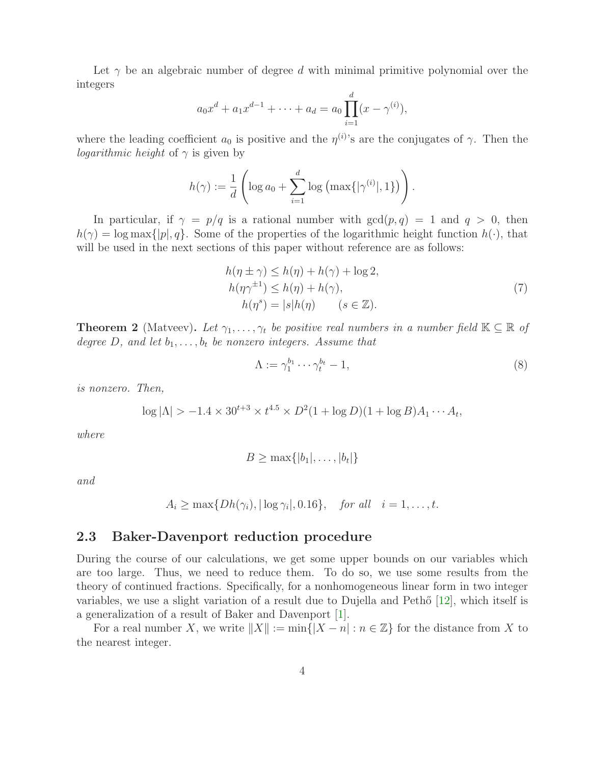Let $\gamma$ be an algebraic number of degree $d$ with minimal primitive polynomial over the integers

$$a_0x^d + a_1x^{d-1} + \cdots + a_d = a_0\prod_{i=1}^{d}(x - \gamma^{(i)}),$$

where the leading coefficient $a_0$ is positive and the $\eta^{(i)}$'s are the conjugates of $\gamma$. Then the *logarithmic height* of $\gamma$ is given by

$$h(\gamma) := \frac{1}{d}\left(\log a_0 + \sum_{i=1}^{d}\log\left(\max\{|\gamma^{(i)}|, 1\}\right)\right).$$

In particular, if $\gamma = p/q$ is a rational number with $\gcd(p, q) = 1$ and $q > 0$, then $h(\gamma) = \log\max\{|p|, q\}$. Some of the properties of the logarithmic height function $h(\cdot)$, that will be used in the next sections of this paper without reference are as follows:

$$\begin{aligned} h(\eta \pm \gamma) &\leq h(\eta) + h(\gamma) + \log 2, \\ h(\eta\gamma^{\pm 1}) &\leq h(\eta) + h(\gamma), \\ h(\eta^s) &= |s|h(\eta) \qquad (s \in \mathbb{Z}). \end{aligned} \tag{7}$$

**Theorem 2** (Matveev)**.** *Let $\gamma_1, \ldots, \gamma_t$ be positive real numbers in a number field $\mathbb{K} \subseteq \mathbb{R}$ of degree $D$, and let $b_1, \ldots, b_t$ be nonzero integers. Assume that*

$$\Lambda := \gamma_1^{b_1} \cdots \gamma_t^{b_t} - 1, \tag{8}$$

*is nonzero. Then,*

$$\log|\Lambda| > -1.4 \times 30^{t+3} \times t^{4.5} \times D^2(1 + \log D)(1 + \log B)A_1 \cdots A_t,$$

*where*

$$B \geq \max\{|b_1|, \ldots, |b_t|\}$$

*and*

$$A_i \geq \max\{Dh(\gamma_i), |\log\gamma_i|, 0.16\}, \quad \textit{for all} \quad i = 1, \ldots, t.$$

## 2.3 Baker-Davenport reduction procedure

During the course of our calculations, we get some upper bounds on our variables which are too large. Thus, we need to reduce them. To do so, we use some results from the theory of continued fractions. Specifically, for a nonhomogeneous linear form in two integer variables, we use a slight variation of a result due to Dujella and Pethő [12], which itself is a generalization of a result of Baker and Davenport [1].

For a real number $X$, we write $\|X\| := \min\{|X - n| : n \in \mathbb{Z}\}$ for the distance from $X$ to the nearest integer.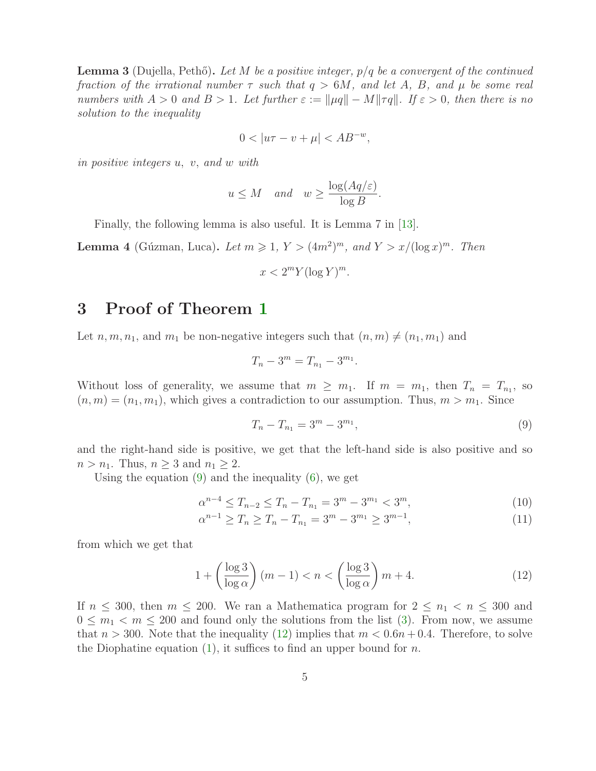**Lemma 3** (Dujella, Pethő)**.** *Let $M$ be a positive integer, $p/q$ be a convergent of the continued fraction of the irrational number $\tau$ such that $q > 6M$, and let $A$, $B$, and $\mu$ be some real numbers with $A > 0$ and $B > 1$. Let further $\varepsilon := \|\mu q\| - M\|\tau q\|$. If $\varepsilon > 0$, then there is no solution to the inequality*

$$0 < |u\tau - v + \mu| < AB^{-w},$$

*in positive integers $u$, $v$, and $w$ with*

$$u \leq M \quad \text{and} \quad w \geq \frac{\log(Aq/\varepsilon)}{\log B}.$$

Finally, the following lemma is also useful. It is Lemma 7 in [13].

**Lemma 4** (Gúzman, Luca)**.** *Let $m \geqslant 1$, $Y > (4m^2)^m$, and $Y > x/(\log x)^m$. Then*

$$x < 2^m Y (\log Y)^m.$$

## 3 Proof of Theorem 1

Let $n, m, n_1$, and $m_1$ be non-negative integers such that $(n, m) \neq (n_1, m_1)$ and

$$T_n - 3^m = T_{n_1} - 3^{m_1}.$$

Without loss of generality, we assume that $m \geq m_1$. If $m = m_1$, then $T_n = T_{n_1}$, so $(n, m) = (n_1, m_1)$, which gives a contradiction to our assumption. Thus, $m > m_1$. Since

$$T_n - T_{n_1} = 3^m - 3^{m_1}, \tag{9}$$

and the right-hand side is positive, we get that the left-hand side is also positive and so $n > n_1$. Thus, $n \geq 3$ and $n_1 \geq 2$.

Using the equation (9) and the inequality (6), we get

$$\alpha^{n-4} \leq T_{n-2} \leq T_n - T_{n_1} = 3^m - 3^{m_1} < 3^m, \tag{10}$$

$$\alpha^{n-1} \geq T_n \geq T_n - T_{n_1} = 3^m - 3^{m_1} \geq 3^{m-1}, \tag{11}$$

from which we get that

$$1 + \left(\frac{\log 3}{\log \alpha}\right)(m-1) < n < \left(\frac{\log 3}{\log \alpha}\right) m + 4. \tag{12}$$

If $n \leq 300$, then $m \leq 200$. We ran a Mathematica program for $2 \leq n_1 < n \leq 300$ and $0 \leq m_1 < m \leq 200$ and found only the solutions from the list (3). From now, we assume that $n > 300$. Note that the inequality (12) implies that $m < 0.6n + 0.4$. Therefore, to solve the Diophatine equation (1), it suffices to find an upper bound for $n$.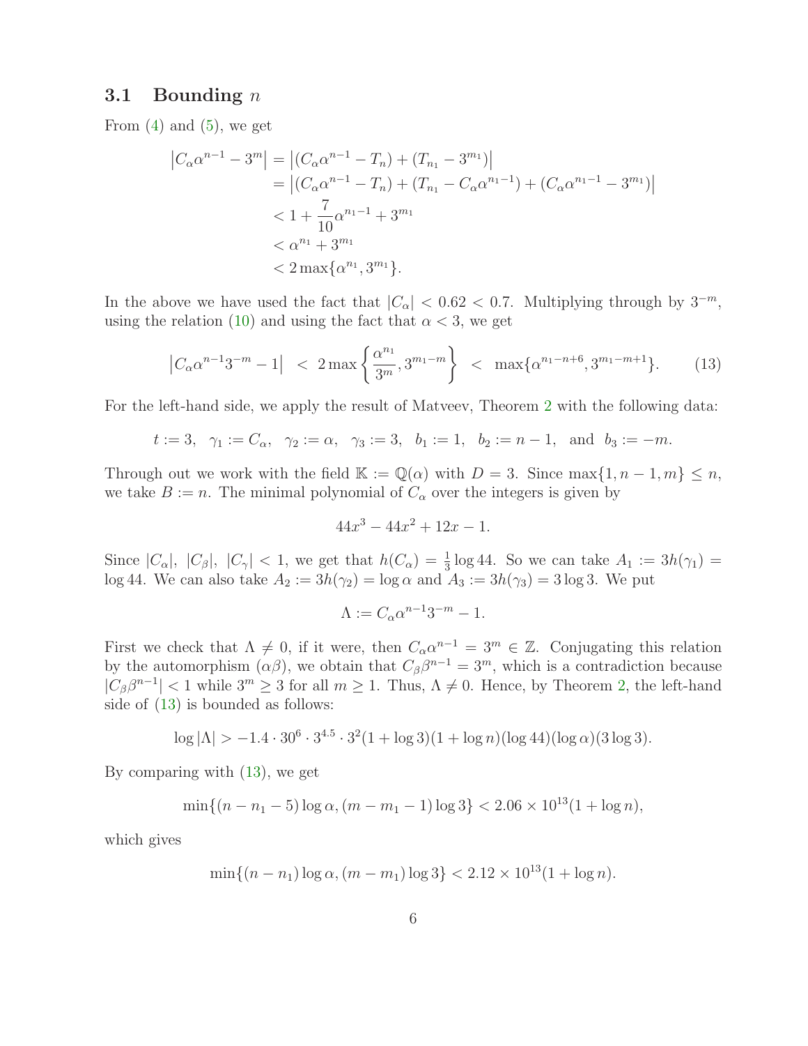### 3.1 Bounding $n$

From (4) and (5), we get

$$
\begin{aligned}
\left|C_\alpha \alpha^{n-1} - 3^m\right| &= \left|(C_\alpha \alpha^{n-1} - T_n) + (T_{n_1} - 3^{m_1})\right| \\
&= \left|(C_\alpha \alpha^{n-1} - T_n) + (T_{n_1} - C_\alpha \alpha^{n_1-1}) + (C_\alpha \alpha^{n_1-1} - 3^{m_1})\right| \\
&< 1 + \frac{7}{10}\alpha^{n_1-1} + 3^{m_1} \\
&< \alpha^{n_1} + 3^{m_1} \\
&< 2\max\{\alpha^{n_1}, 3^{m_1}\}.
\end{aligned}
$$

In the above we have used the fact that $|C_\alpha| < 0.62 < 0.7$. Multiplying through by $3^{-m}$, using the relation (10) and using the fact that $\alpha < 3$, we get

$$
\left|C_\alpha \alpha^{n-1} 3^{-m} - 1\right| \;<\; 2\max\left\{\frac{\alpha^{n_1}}{3^m}, 3^{m_1-m}\right\} \;<\; \max\{\alpha^{n_1-n+6}, 3^{m_1-m+1}\}. \tag{13}
$$

For the left-hand side, we apply the result of Matveev, Theorem 2 with the following data:

$$
t := 3, \quad \gamma_1 := C_\alpha, \quad \gamma_2 := \alpha, \quad \gamma_3 := 3, \quad b_1 := 1, \quad b_2 := n-1, \quad \text{and} \quad b_3 := -m.
$$

Through out we work with the field $\mathbb{K} := \mathbb{Q}(\alpha)$ with $D = 3$. Since $\max\{1, n-1, m\} \leq n$, we take $B := n$. The minimal polynomial of $C_\alpha$ over the integers is given by

$$
44x^3 - 44x^2 + 12x - 1.
$$

Since $|C_\alpha|,\ |C_\beta|,\ |C_\gamma| < 1$, we get that $h(C_\alpha) = \frac{1}{3}\log 44$. So we can take $A_1 := 3h(\gamma_1) = \log 44$. We can also take $A_2 := 3h(\gamma_2) = \log\alpha$ and $A_3 := 3h(\gamma_3) = 3\log 3$. We put

$$
\Lambda := C_\alpha \alpha^{n-1} 3^{-m} - 1.
$$

First we check that $\Lambda \neq 0$, if it were, then $C_\alpha \alpha^{n-1} = 3^m \in \mathbb{Z}$. Conjugating this relation by the automorphism $(\alpha\beta)$, we obtain that $C_\beta \beta^{n-1} = 3^m$, which is a contradiction because $|C_\beta \beta^{n-1}| < 1$ while $3^m \geq 3$ for all $m \geq 1$. Thus, $\Lambda \neq 0$. Hence, by Theorem 2, the left-hand side of (13) is bounded as follows:

$$
\log|\Lambda| > -1.4 \cdot 30^6 \cdot 3^{4.5} \cdot 3^2 (1 + \log 3)(1 + \log n)(\log 44)(\log\alpha)(3\log 3).
$$

By comparing with (13), we get

$$
\min\{(n - n_1 - 5)\log\alpha, (m - m_1 - 1)\log 3\} < 2.06 \times 10^{13}(1 + \log n),
$$

which gives

$$
\min\{(n - n_1)\log\alpha, (m - m_1)\log 3\} < 2.12 \times 10^{13}(1 + \log n).
$$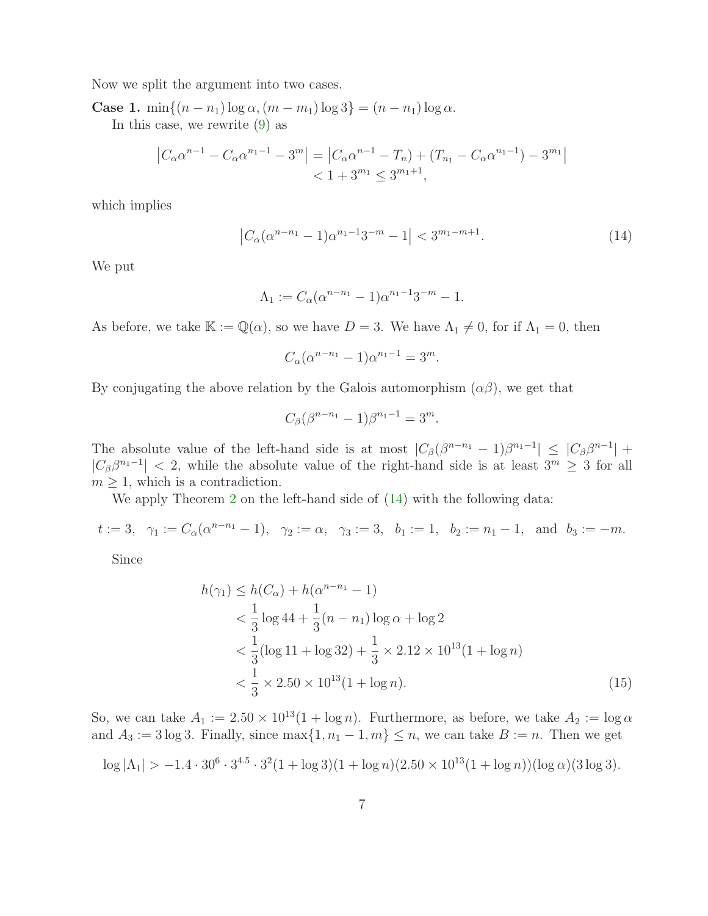Now we split the argument into two cases.

**Case 1.** $\min\{(n-n_1)\log\alpha, (m-m_1)\log 3\} = (n-n_1)\log\alpha$.

In this case, we rewrite (9) as

$$\begin{aligned}\left|C_\alpha\alpha^{n-1} - C_\alpha\alpha^{n_1-1} - 3^m\right| &= \left|C_\alpha\alpha^{n-1} - T_n) + (T_{n_1} - C_\alpha\alpha^{n_1-1}) - 3^{m_1}\right| \\ &< 1 + 3^{m_1} \le 3^{m_1+1},\end{aligned}$$

which implies

$$\left|C_\alpha(\alpha^{n-n_1}-1)\alpha^{n_1-1}3^{-m} - 1\right| < 3^{m_1-m+1}. \tag{14}$$

We put

$$\Lambda_1 := C_\alpha(\alpha^{n-n_1}-1)\alpha^{n_1-1}3^{-m} - 1.$$

As before, we take $\mathbb{K} := \mathbb{Q}(\alpha)$, so we have $D = 3$. We have $\Lambda_1 \neq 0$, for if $\Lambda_1 = 0$, then

$$C_\alpha(\alpha^{n-n_1}-1)\alpha^{n_1-1} = 3^m.$$

By conjugating the above relation by the Galois automorphism $(\alpha\beta)$, we get that

$$C_\beta(\beta^{n-n_1}-1)\beta^{n_1-1} = 3^m.$$

The absolute value of the left-hand side is at most $|C_\beta(\beta^{n-n_1}-1)\beta^{n_1-1}| \le |C_\beta\beta^{n-1}| + |C_\beta\beta^{n_1-1}| < 2$, while the absolute value of the right-hand side is at least $3^m \ge 3$ for all $m \ge 1$, which is a contradiction.

We apply Theorem 2 on the left-hand side of (14) with the following data:

$$t := 3, \quad \gamma_1 := C_\alpha(\alpha^{n-n_1}-1), \quad \gamma_2 := \alpha, \quad \gamma_3 := 3, \quad b_1 := 1, \quad b_2 := n_1 - 1, \quad \text{and} \quad b_3 := -m.$$

Since

$$\begin{aligned}h(\gamma_1) &\le h(C_\alpha) + h(\alpha^{n-n_1}-1) \\ &< \frac{1}{3}\log 44 + \frac{1}{3}(n-n_1)\log\alpha + \log 2 \\ &< \frac{1}{3}(\log 11 + \log 32) + \frac{1}{3}\times 2.12\times 10^{13}(1+\log n) \\ &< \frac{1}{3}\times 2.50\times 10^{13}(1+\log n).\end{aligned} \tag{15}$$

So, we can take $A_1 := 2.50\times 10^{13}(1+\log n)$. Furthermore, as before, we take $A_2 := \log\alpha$ and $A_3 := 3\log 3$. Finally, since $\max\{1, n_1-1, m\} \le n$, we can take $B := n$. Then we get

$$\log|\Lambda_1| > -1.4\cdot 30^6\cdot 3^{4.5}\cdot 3^2(1+\log 3)(1+\log n)(2.50\times 10^{13}(1+\log n))(\log\alpha)(3\log 3).$$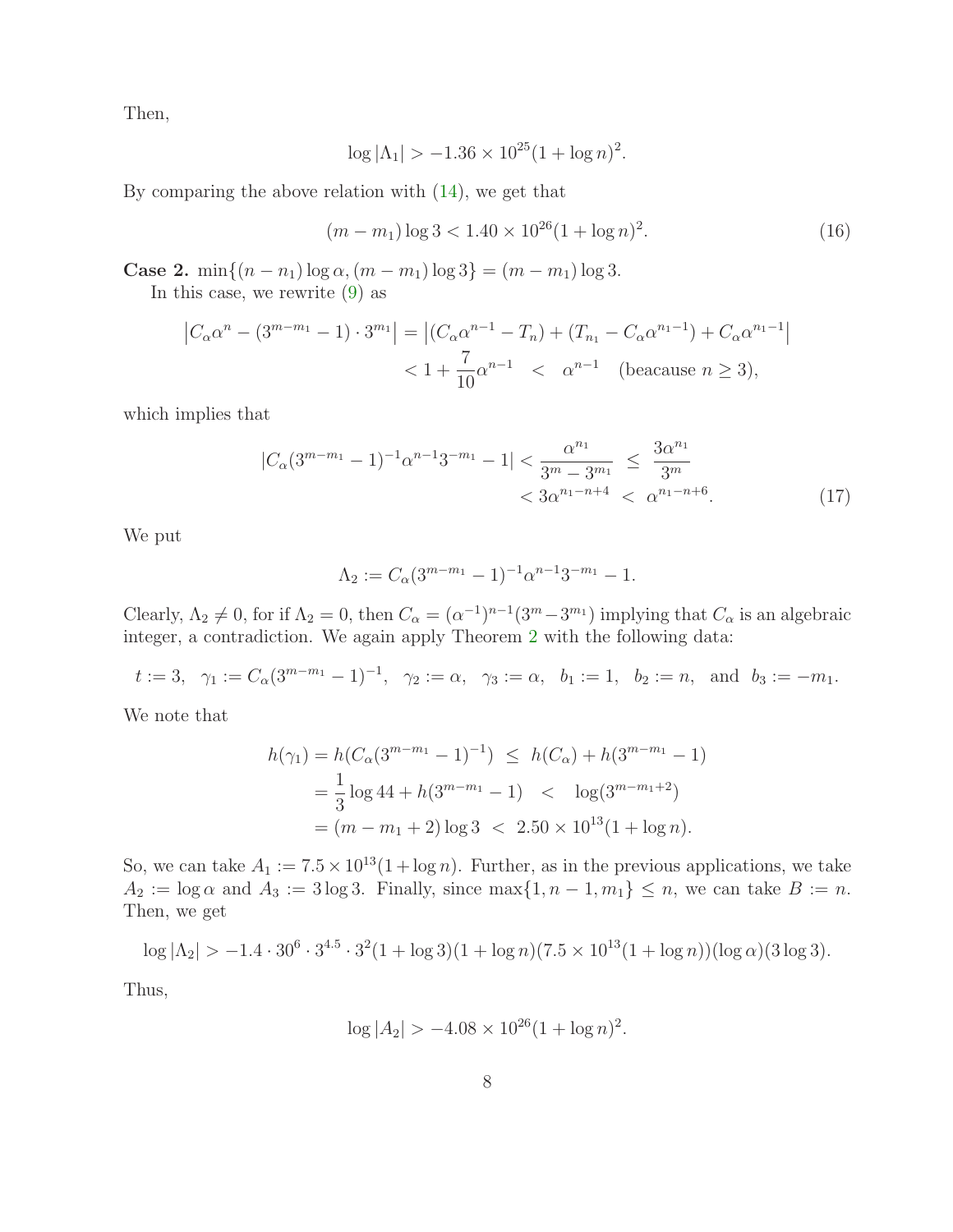Then,

$$\log|\Lambda_1| > -1.36 \times 10^{25}(1+\log n)^2.$$

By comparing the above relation with (14), we get that

$$(m-m_1)\log 3 < 1.40 \times 10^{26}(1+\log n)^2. \tag{16}$$

**Case 2.** $\min\{(n-n_1)\log\alpha, (m-m_1)\log 3\} = (m-m_1)\log 3$.

In this case, we rewrite (9) as

$$\begin{aligned}\left|C_\alpha\alpha^n - (3^{m-m_1}-1)\cdot 3^{m_1}\right| &= \left|(C_\alpha\alpha^{n-1} - T_n) + (T_{n_1} - C_\alpha\alpha^{n_1-1}) + C_\alpha\alpha^{n_1-1}\right| \\ &< 1 + \frac{7}{10}\alpha^{n-1} \quad < \quad \alpha^{n-1} \quad \text{(beacause } n \geq 3\text{)},\end{aligned}$$

which implies that

$$\begin{aligned}|C_\alpha(3^{m-m_1}-1)^{-1}\alpha^{n-1}3^{-m_1} - 1| &< \frac{\alpha^{n_1}}{3^m - 3^{m_1}} \;\leq\; \frac{3\alpha^{n_1}}{3^m} \\ &< 3\alpha^{n_1-n+4} \;<\; \alpha^{n_1-n+6}.\end{aligned} \tag{17}$$

We put

$$\Lambda_2 := C_\alpha(3^{m-m_1}-1)^{-1}\alpha^{n-1}3^{-m_1} - 1.$$

Clearly, $\Lambda_2 \neq 0$, for if $\Lambda_2 = 0$, then $C_\alpha = (\alpha^{-1})^{n-1}(3^m - 3^{m_1})$ implying that $C_\alpha$ is an algebraic integer, a contradiction. We again apply Theorem 2 with the following data:

$$t := 3, \quad \gamma_1 := C_\alpha(3^{m-m_1}-1)^{-1}, \quad \gamma_2 := \alpha, \quad \gamma_3 := \alpha, \quad b_1 := 1, \quad b_2 := n, \quad \text{and} \quad b_3 := -m_1.$$

We note that

$$\begin{aligned}h(\gamma_1) = h(C_\alpha(3^{m-m_1}-1)^{-1}) &\leq h(C_\alpha) + h(3^{m-m_1}-1) \\ &= \frac{1}{3}\log 44 + h(3^{m-m_1}-1) \quad < \quad \log(3^{m-m_1+2}) \\ &= (m-m_1+2)\log 3 \;<\; 2.50 \times 10^{13}(1+\log n).\end{aligned}$$

So, we can take $A_1 := 7.5 \times 10^{13}(1+\log n)$. Further, as in the previous applications, we take $A_2 := \log\alpha$ and $A_3 := 3\log 3$. Finally, since $\max\{1, n-1, m_1\} \leq n$, we can take $B := n$. Then, we get

$$\log|\Lambda_2| > -1.4 \cdot 30^6 \cdot 3^{4.5} \cdot 3^2(1+\log 3)(1+\log n)(7.5 \times 10^{13}(1+\log n))(\log\alpha)(3\log 3).$$

Thus,

$$\log|A_2| > -4.08 \times 10^{26}(1+\log n)^2.$$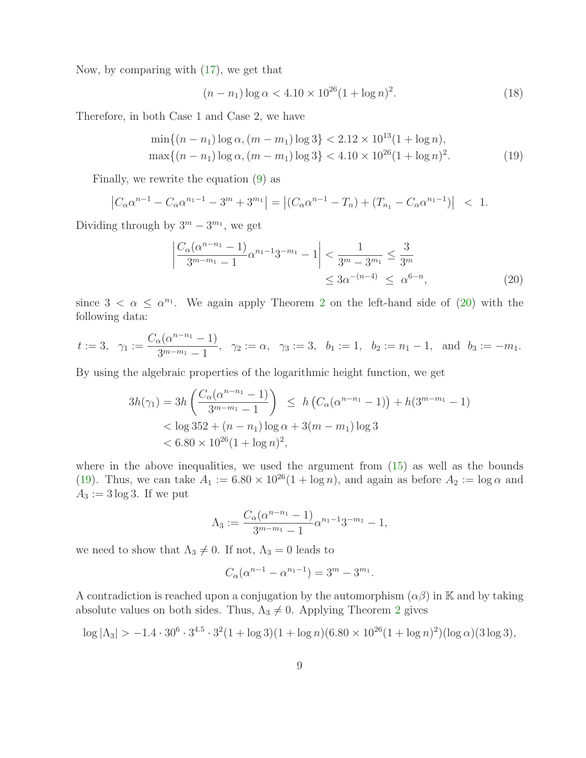Now, by comparing with (17), we get that

$$(n - n_1)\log\alpha < 4.10 \times 10^{26}(1 + \log n)^2. \tag{18}$$

Therefore, in both Case 1 and Case 2, we have

$$\begin{aligned} \min\{(n - n_1)\log\alpha, (m - m_1)\log 3\} &< 2.12 \times 10^{13}(1 + \log n), \\ \max\{(n - n_1)\log\alpha, (m - m_1)\log 3\} &< 4.10 \times 10^{26}(1 + \log n)^2. \end{aligned} \tag{19}$$

Finally, we rewrite the equation (9) as

$$\left|C_\alpha\alpha^{n-1} - C_\alpha\alpha^{n_1-1} - 3^m + 3^{m_1}\right| = \left|(C_\alpha\alpha^{n-1} - T_n) + (T_{n_1} - C_\alpha\alpha^{n_1-1})\right| \ < \ 1.$$

Dividing through by $3^m - 3^{m_1}$, we get

$$\begin{aligned} \left|\frac{C_\alpha(\alpha^{n-n_1} - 1)}{3^{m-m_1} - 1}\alpha^{n_1-1}3^{-m_1} - 1\right| &< \frac{1}{3^m - 3^{m_1}} \leq \frac{3}{3^m} \\ &\leq 3\alpha^{-(n-4)} \ \leq \ \alpha^{6-n}, \end{aligned} \tag{20}$$

since $3 < \alpha \leq \alpha^{n_1}$. We again apply Theorem 2 on the left-hand side of (20) with the following data:

$$t := 3, \ \ \gamma_1 := \frac{C_\alpha(\alpha^{n-n_1} - 1)}{3^{m-m_1} - 1}, \ \ \gamma_2 := \alpha, \ \ \gamma_3 := 3, \ \ b_1 := 1, \ \ b_2 := n_1 - 1, \ \text{ and } \ b_3 := -m_1.$$

By using the algebraic properties of the logarithmic height function, we get

$$\begin{aligned} 3h(\gamma_1) = 3h\left(\frac{C_\alpha(\alpha^{n-n_1} - 1)}{3^{m-m_1} - 1}\right) \ &\leq \ h\left(C_\alpha(\alpha^{n-n_1} - 1)\right) + h(3^{m-m_1} - 1) \\ &< \log 352 + (n - n_1)\log\alpha + 3(m - m_1)\log 3 \\ &< 6.80 \times 10^{26}(1 + \log n)^2, \end{aligned}$$

where in the above inequalities, we used the argument from (15) as well as the bounds (19). Thus, we can take $A_1 := 6.80 \times 10^{26}(1 + \log n)$, and again as before $A_2 := \log\alpha$ and $A_3 := 3\log 3$. If we put

$$\Lambda_3 := \frac{C_\alpha(\alpha^{n-n_1} - 1)}{3^{m-m_1} - 1}\alpha^{n_1-1}3^{-m_1} - 1,$$

we need to show that $\Lambda_3 \neq 0$. If not, $\Lambda_3 = 0$ leads to

$$C_\alpha(\alpha^{n-1} - \alpha^{n_1-1}) = 3^m - 3^{m_1}.$$

A contradiction is reached upon a conjugation by the automorphism $(\alpha\beta)$ in $\mathbb{K}$ and by taking absolute values on both sides. Thus, $\Lambda_3 \neq 0$. Applying Theorem 2 gives

$$\log|\Lambda_3| > -1.4 \cdot 30^6 \cdot 3^{4.5} \cdot 3^2(1 + \log 3)(1 + \log n)(6.80 \times 10^{26}(1 + \log n)^2)(\log\alpha)(3\log 3),$$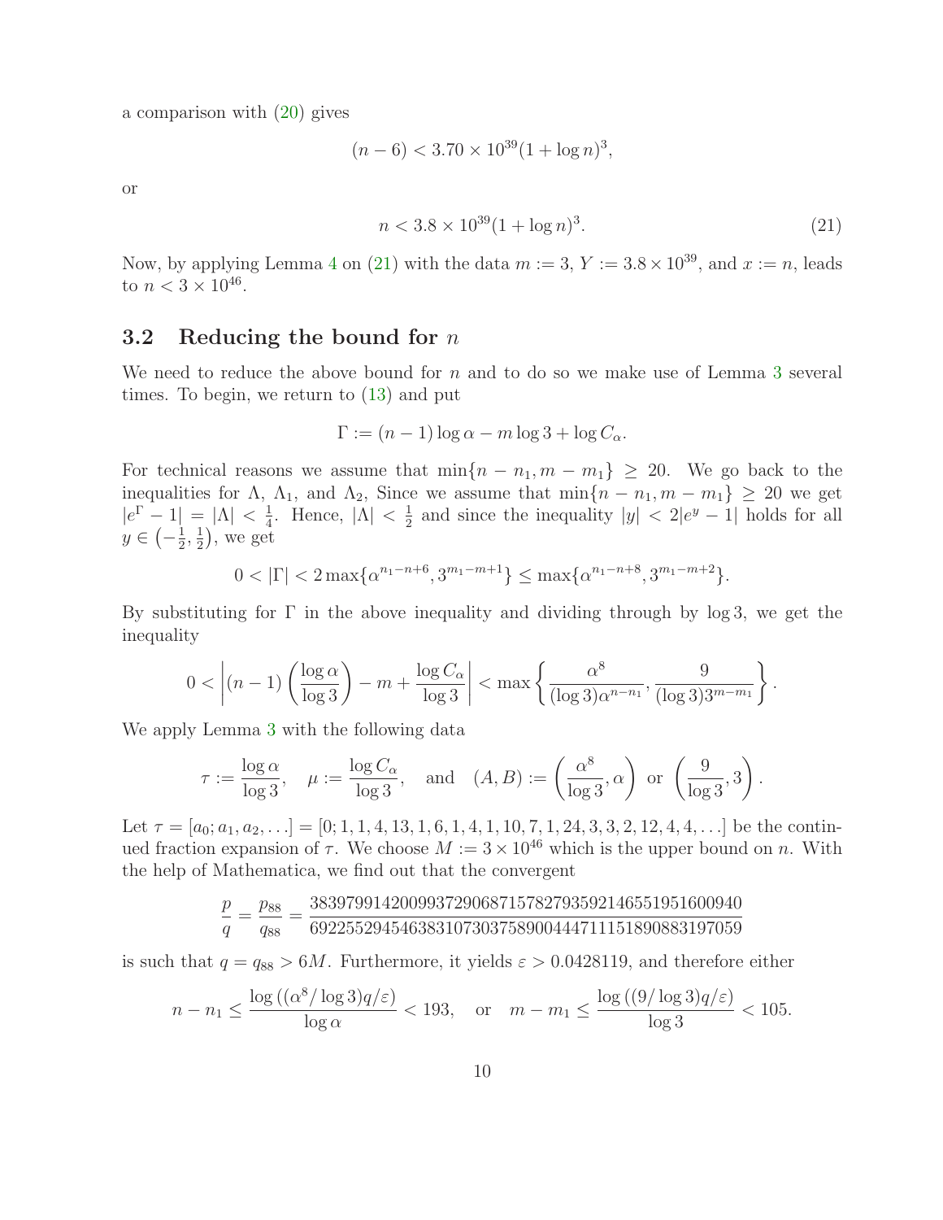a comparison with (20) gives

$$(n-6) < 3.70 \times 10^{39}(1+\log n)^3,$$

or

$$n < 3.8 \times 10^{39}(1+\log n)^3. \tag{21}$$

Now, by applying Lemma 4 on (21) with the data $m := 3$, $Y := 3.8 \times 10^{39}$, and $x := n$, leads to $n < 3 \times 10^{46}$.

## 3.2 Reducing the bound for $n$

We need to reduce the above bound for $n$ and to do so we make use of Lemma 3 several times. To begin, we return to (13) and put

$$\Gamma := (n-1)\log\alpha - m\log 3 + \log C_\alpha.$$

For technical reasons we assume that $\min\{n-n_1, m-m_1\} \geq 20$. We go back to the inequalities for $\Lambda$, $\Lambda_1$, and $\Lambda_2$, Since we assume that $\min\{n-n_1, m-m_1\} \geq 20$ we get $|e^\Gamma - 1| = |\Lambda| < \frac{1}{4}$. Hence, $|\Lambda| < \frac{1}{2}$ and since the inequality $|y| < 2|e^y - 1|$ holds for all $y \in \left(-\frac{1}{2}, \frac{1}{2}\right)$, we get

$$0 < |\Gamma| < 2\max\{\alpha^{n_1-n+6}, 3^{m_1-m+1}\} \leq \max\{\alpha^{n_1-n+8}, 3^{m_1-m+2}\}.$$

By substituting for $\Gamma$ in the above inequality and dividing through by $\log 3$, we get the inequality

$$0 < \left|(n-1)\left(\frac{\log\alpha}{\log 3}\right) - m + \frac{\log C_\alpha}{\log 3}\right| < \max\left\{\frac{\alpha^8}{(\log 3)\alpha^{n-n_1}}, \frac{9}{(\log 3)3^{m-m_1}}\right\}.$$

We apply Lemma 3 with the following data

$$\tau := \frac{\log\alpha}{\log 3}, \quad \mu := \frac{\log C_\alpha}{\log 3}, \quad \text{and} \quad (A,B) := \left(\frac{\alpha^8}{\log 3}, \alpha\right) \text{ or } \left(\frac{9}{\log 3}, 3\right).$$

Let $\tau = [a_0; a_1, a_2, \ldots] = [0; 1, 1, 4, 13, 1, 6, 1, 4, 1, 10, 7, 1, 24, 3, 3, 2, 12, 4, 4, \ldots]$ be the continued fraction expansion of $\tau$. We choose $M := 3 \times 10^{46}$ which is the upper bound on $n$. With the help of Mathematica, we find out that the convergent

$$\frac{p}{q} = \frac{p_{88}}{q_{88}} = \frac{383979914200993729068715782793592146551951600940}{692255294546383107303758900447111518908883197059}$$

is such that $q = q_{88} > 6M$. Furthermore, it yields $\varepsilon > 0.0428119$, and therefore either

$$n - n_1 \leq \frac{\log\left((\alpha^8/\log 3)q/\varepsilon\right)}{\log\alpha} < 193, \quad \text{or} \quad m - m_1 \leq \frac{\log\left((9/\log 3)q/\varepsilon\right)}{\log 3} < 105.$$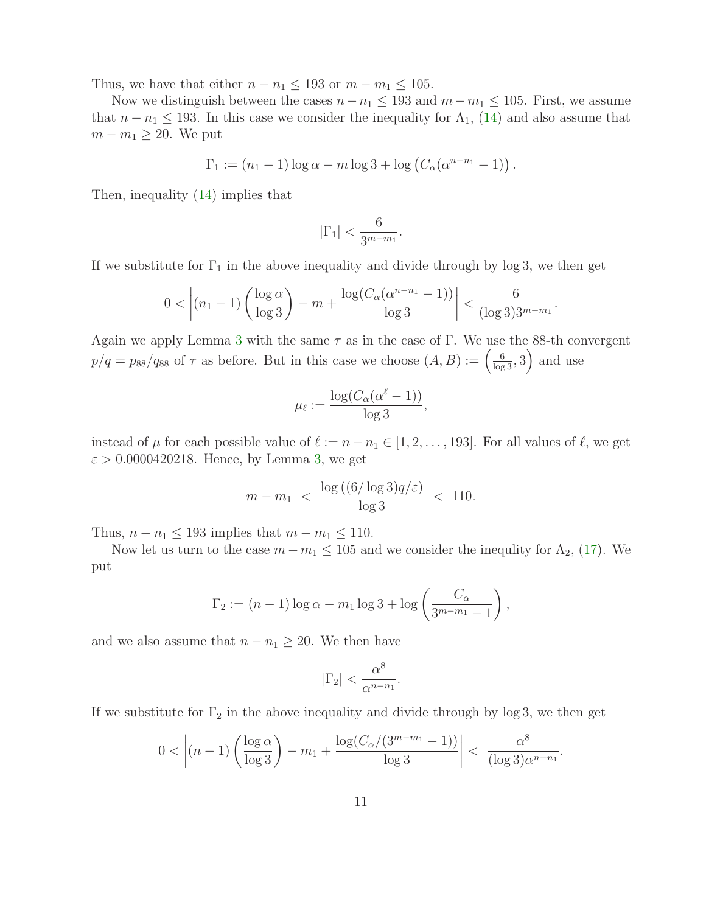Thus, we have that either $n - n_1 \leq 193$ or $m - m_1 \leq 105$.

Now we distinguish between the cases $n - n_1 \leq 193$ and $m - m_1 \leq 105$. First, we assume that $n - n_1 \leq 193$. In this case we consider the inequality for $\Lambda_1$, (14) and also assume that $m - m_1 \geq 20$. We put

$$\Gamma_1 := (n_1 - 1)\log\alpha - m\log 3 + \log\left(C_\alpha(\alpha^{n-n_1} - 1)\right).$$

Then, inequality (14) implies that

$$|\Gamma_1| < \frac{6}{3^{m-m_1}}.$$

If we substitute for $\Gamma_1$ in the above inequality and divide through by $\log 3$, we then get

$$0 < \left|(n_1 - 1)\left(\frac{\log\alpha}{\log 3}\right) - m + \frac{\log(C_\alpha(\alpha^{n-n_1} - 1))}{\log 3}\right| < \frac{6}{(\log 3)3^{m-m_1}}.$$

Again we apply Lemma 3 with the same $\tau$ as in the case of $\Gamma$. We use the 88-th convergent $p/q = p_{88}/q_{88}$ of $\tau$ as before. But in this case we choose $(A, B) := \left(\frac{6}{\log 3}, 3\right)$ and use

$$\mu_\ell := \frac{\log(C_\alpha(\alpha^\ell - 1))}{\log 3},$$

instead of $\mu$ for each possible value of $\ell := n - n_1 \in [1, 2, \ldots, 193]$. For all values of $\ell$, we get $\varepsilon > 0.0000420218$. Hence, by Lemma 3, we get

$$m - m_1 \; < \; \frac{\log\left((6/\log 3)q/\varepsilon\right)}{\log 3} \; < \; 110.$$

Thus, $n - n_1 \leq 193$ implies that $m - m_1 \leq 110$.

Now let us turn to the case $m - m_1 \leq 105$ and we consider the inequlity for $\Lambda_2$, (17). We put

$$\Gamma_2 := (n-1)\log\alpha - m_1\log 3 + \log\left(\frac{C_\alpha}{3^{m-m_1} - 1}\right),$$

and we also assume that $n - n_1 \geq 20$. We then have

$$|\Gamma_2| < \frac{\alpha^8}{\alpha^{n-n_1}}.$$

If we substitute for $\Gamma_2$ in the above inequality and divide through by $\log 3$, we then get

$$0 < \left|(n-1)\left(\frac{\log\alpha}{\log 3}\right) - m_1 + \frac{\log(C_\alpha/(3^{m-m_1} - 1))}{\log 3}\right| < \; \frac{\alpha^8}{(\log 3)\alpha^{n-n_1}}.$$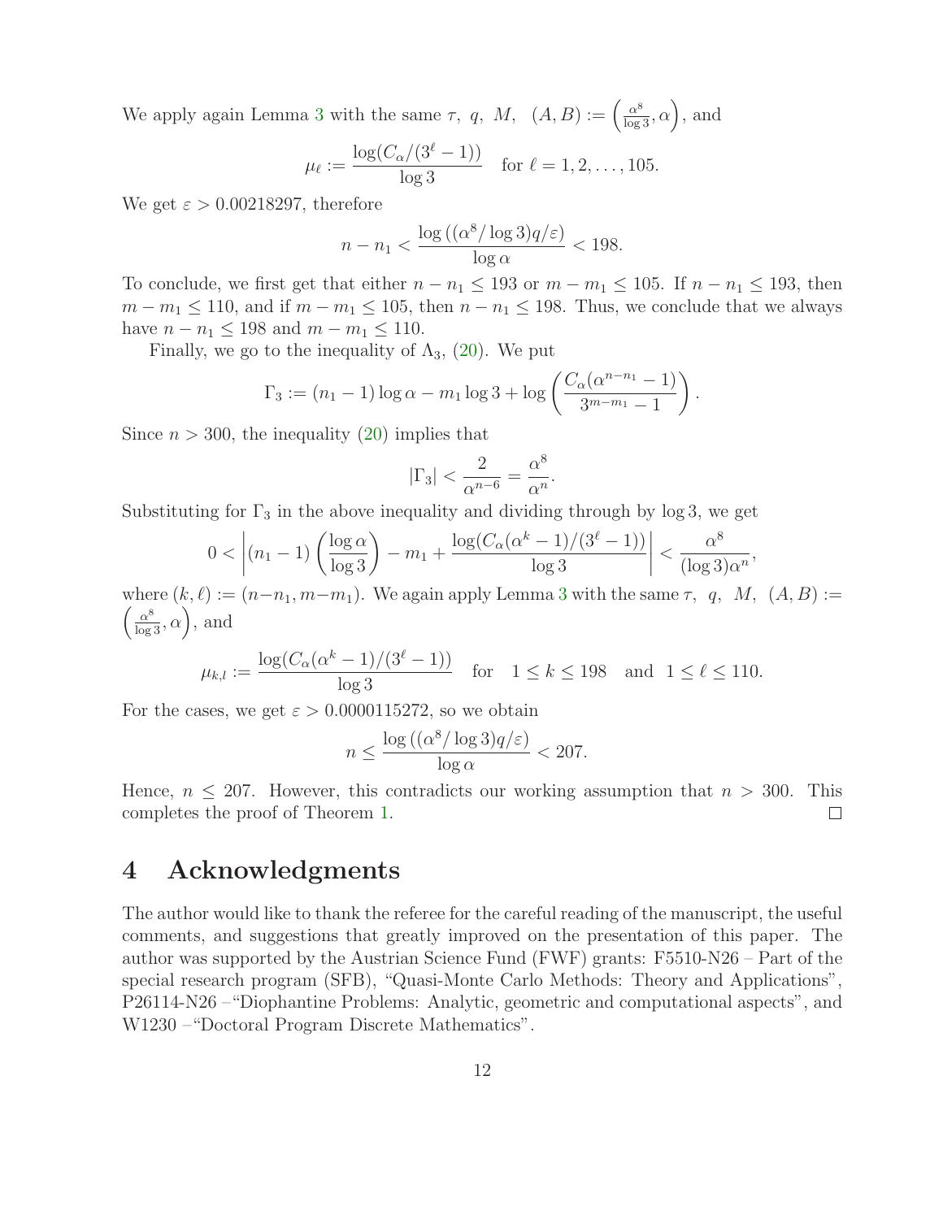We apply again Lemma 3 with the same $\tau,\ q,\ M,\ \ (A,B) := \left(\frac{\alpha^8}{\log 3}, \alpha\right)$, and

$$\mu_\ell := \frac{\log(C_\alpha/(3^\ell - 1))}{\log 3} \quad \text{for } \ell = 1, 2, \ldots, 105.$$

We get $\varepsilon > 0.00218297$, therefore

$$n - n_1 < \frac{\log\left((\alpha^8/\log 3)q/\varepsilon\right)}{\log \alpha} < 198.$$

To conclude, we first get that either $n - n_1 \leq 193$ or $m - m_1 \leq 105$. If $n - n_1 \leq 193$, then $m - m_1 \leq 110$, and if $m - m_1 \leq 105$, then $n - n_1 \leq 198$. Thus, we conclude that we always have $n - n_1 \leq 198$ and $m - m_1 \leq 110$.

Finally, we go to the inequality of $\Lambda_3$, (20). We put

$$\Gamma_3 := (n_1 - 1)\log \alpha - m_1 \log 3 + \log\left(\frac{C_\alpha(\alpha^{n-n_1} - 1)}{3^{m-m_1} - 1}\right).$$

Since $n > 300$, the inequality (20) implies that

$$|\Gamma_3| < \frac{2}{\alpha^{n-6}} = \frac{\alpha^8}{\alpha^n}.$$

Substituting for $\Gamma_3$ in the above inequality and dividing through by $\log 3$, we get

$$0 < \left|(n_1 - 1)\left(\frac{\log \alpha}{\log 3}\right) - m_1 + \frac{\log(C_\alpha(\alpha^k - 1)/(3^\ell - 1))}{\log 3}\right| < \frac{\alpha^8}{(\log 3)\alpha^n},$$

where $(k, \ell) := (n - n_1, m - m_1)$. We again apply Lemma 3 with the same $\tau,\ q,\ M,\ \ (A,B) := \left(\frac{\alpha^8}{\log 3}, \alpha\right)$, and

$$\mu_{k,l} := \frac{\log(C_\alpha(\alpha^k - 1)/(3^\ell - 1))}{\log 3} \quad \text{for} \quad 1 \leq k \leq 198 \quad \text{and} \quad 1 \leq \ell \leq 110.$$

For the cases, we get $\varepsilon > 0.0000115272$, so we obtain

$$n \leq \frac{\log\left((\alpha^8/\log 3)q/\varepsilon\right)}{\log \alpha} < 207.$$

Hence, $n \leq 207$. However, this contradicts our working assumption that $n > 300$. This completes the proof of Theorem 1. $\square$

## 4 Acknowledgments

The author would like to thank the referee for the careful reading of the manuscript, the useful comments, and suggestions that greatly improved on the presentation of this paper. The author was supported by the Austrian Science Fund (FWF) grants: F5510-N26 – Part of the special research program (SFB), "Quasi-Monte Carlo Methods: Theory and Applications", P26114-N26 –"Diophantine Problems: Analytic, geometric and computational aspects", and W1230 –"Doctoral Program Discrete Mathematics".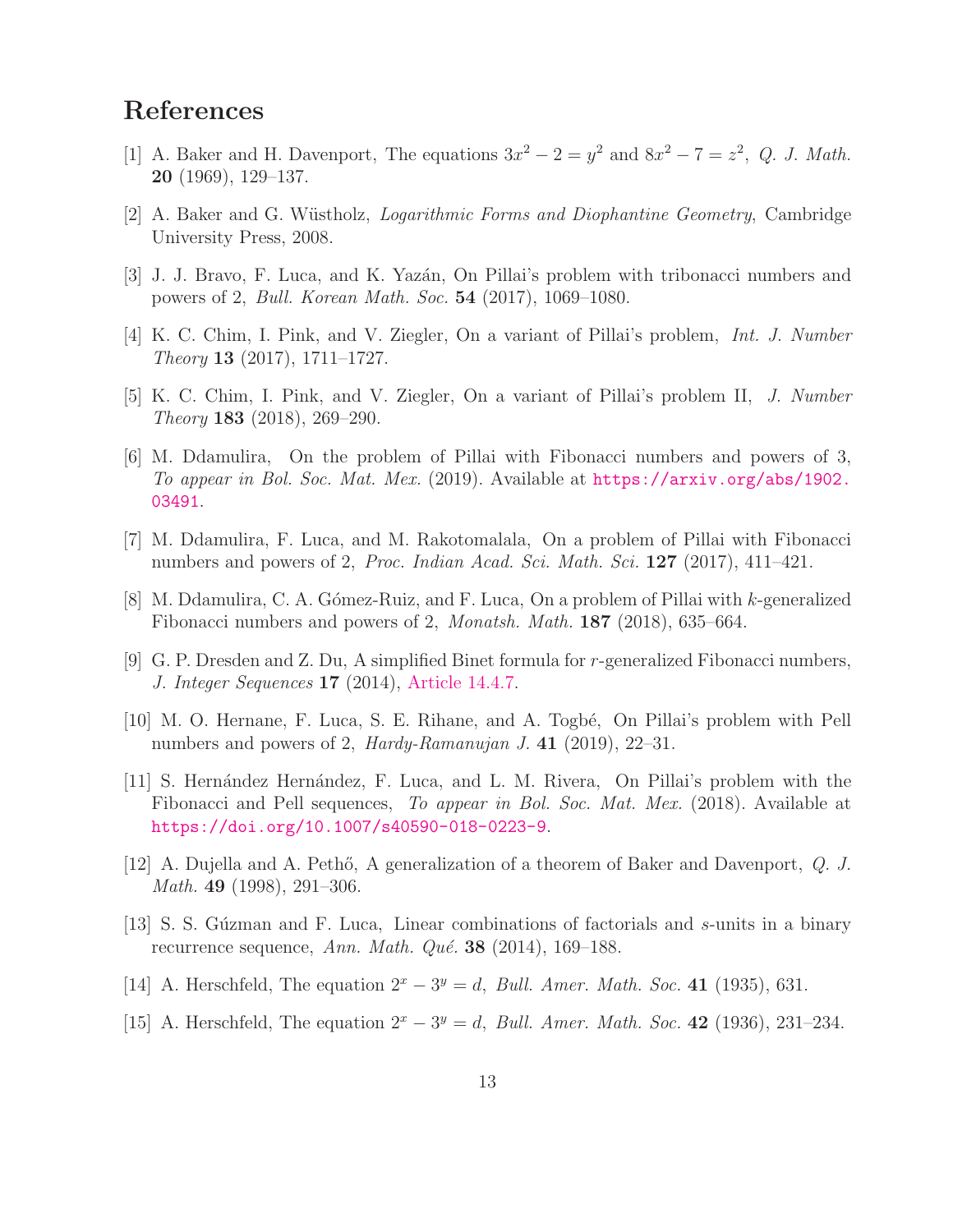## References

[1] A. Baker and H. Davenport, The equations $3x^2 - 2 = y^2$ and $8x^2 - 7 = z^2$, *Q. J. Math.* **20** (1969), 129–137.

[2] A. Baker and G. Wüstholz, *Logarithmic Forms and Diophantine Geometry*, Cambridge University Press, 2008.

[3] J. J. Bravo, F. Luca, and K. Yazán, On Pillai's problem with tribonacci numbers and powers of 2, *Bull. Korean Math. Soc.* **54** (2017), 1069–1080.

[4] K. C. Chim, I. Pink, and V. Ziegler, On a variant of Pillai's problem, *Int. J. Number Theory* **13** (2017), 1711–1727.

[5] K. C. Chim, I. Pink, and V. Ziegler, On a variant of Pillai's problem II, *J. Number Theory* **183** (2018), 269–290.

[6] M. Ddamulira, On the problem of Pillai with Fibonacci numbers and powers of 3, *To appear in Bol. Soc. Mat. Mex.* (2019). Available at https://arxiv.org/abs/1902.03491.

[7] M. Ddamulira, F. Luca, and M. Rakotomalala, On a problem of Pillai with Fibonacci numbers and powers of 2, *Proc. Indian Acad. Sci. Math. Sci.* **127** (2017), 411–421.

[8] M. Ddamulira, C. A. Gómez-Ruiz, and F. Luca, On a problem of Pillai with $k$-generalized Fibonacci numbers and powers of 2, *Monatsh. Math.* **187** (2018), 635–664.

[9] G. P. Dresden and Z. Du, A simplified Binet formula for $r$-generalized Fibonacci numbers, *J. Integer Sequences* **17** (2014), Article 14.4.7.

[10] M. O. Hernane, F. Luca, S. E. Rihane, and A. Togbé, On Pillai's problem with Pell numbers and powers of 2, *Hardy-Ramanujan J.* **41** (2019), 22–31.

[11] S. Hernández Hernández, F. Luca, and L. M. Rivera, On Pillai's problem with the Fibonacci and Pell sequences, *To appear in Bol. Soc. Mat. Mex.* (2018). Available at https://doi.org/10.1007/s40590-018-0223-9.

[12] A. Dujella and A. Pethő, A generalization of a theorem of Baker and Davenport, *Q. J. Math.* **49** (1998), 291–306.

[13] S. S. Gúzman and F. Luca, Linear combinations of factorials and $s$-units in a binary recurrence sequence, *Ann. Math. Qué.* **38** (2014), 169–188.

[14] A. Herschfeld, The equation $2^x - 3^y = d$, *Bull. Amer. Math. Soc.* **41** (1935), 631.

[15] A. Herschfeld, The equation $2^x - 3^y = d$, *Bull. Amer. Math. Soc.* **42** (1936), 231–234.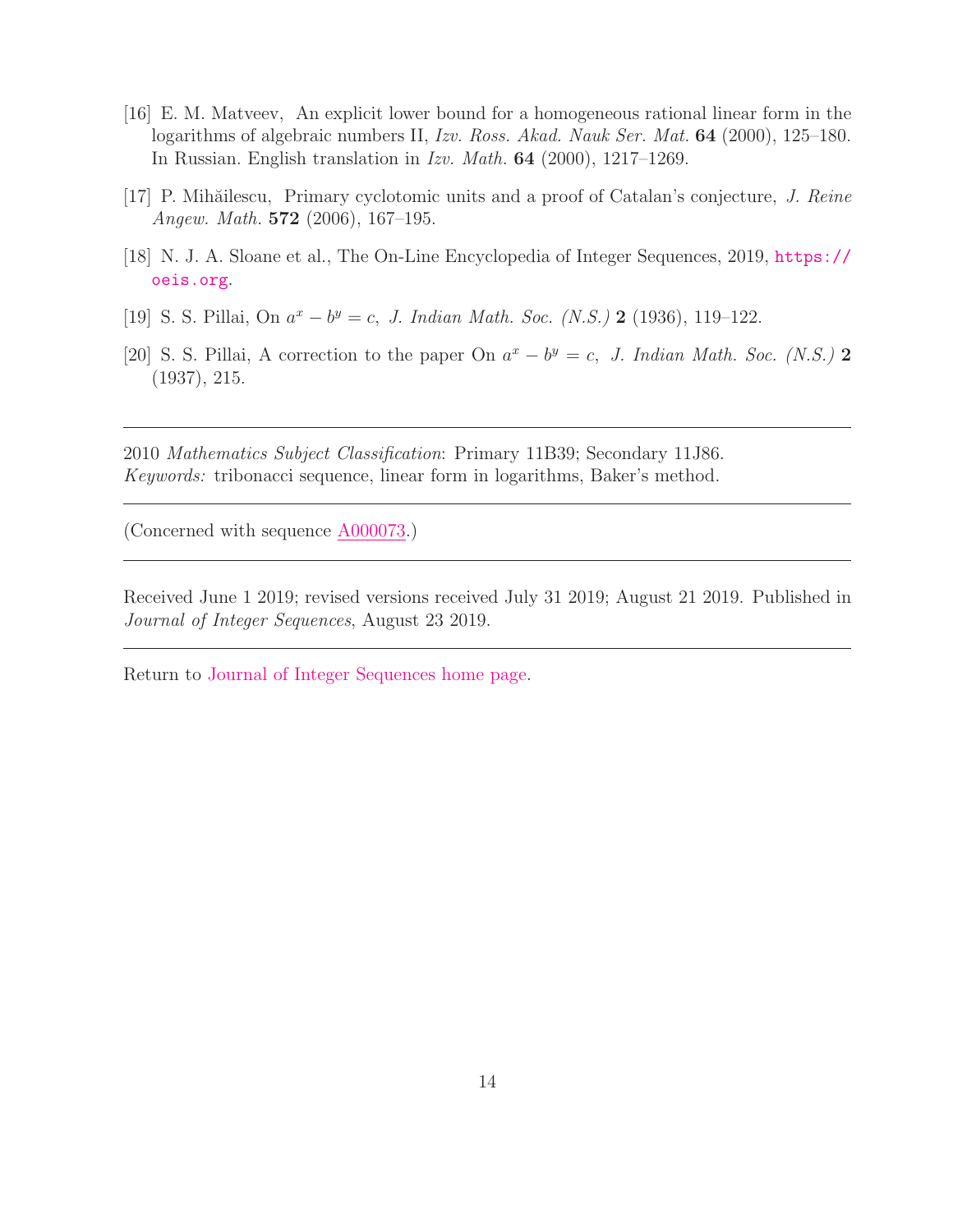[16] E. M. Matveev, An explicit lower bound for a homogeneous rational linear form in the logarithms of algebraic numbers II, *Izv. Ross. Akad. Nauk Ser. Mat.* **64** (2000), 125–180. In Russian. English translation in *Izv. Math.* **64** (2000), 1217–1269.

[17] P. Mihăilescu, Primary cyclotomic units and a proof of Catalan's conjecture, *J. Reine Angew. Math.* **572** (2006), 167–195.

[18] N. J. A. Sloane et al., The On-Line Encyclopedia of Integer Sequences, 2019, https://oeis.org.

[19] S. S. Pillai, On $a^x - b^y = c$, *J. Indian Math. Soc. (N.S.)* **2** (1936), 119–122.

[20] S. S. Pillai, A correction to the paper On $a^x - b^y = c$, *J. Indian Math. Soc. (N.S.)* **2** (1937), 215.

---

2010 *Mathematics Subject Classification*: Primary 11B39; Secondary 11J86.
*Keywords:* tribonacci sequence, linear form in logarithms, Baker's method.

---

(Concerned with sequence A000073.)

---

Received June 1 2019; revised versions received July 31 2019; August 21 2019. Published in *Journal of Integer Sequences*, August 23 2019.

---

Return to Journal of Integer Sequences home page.